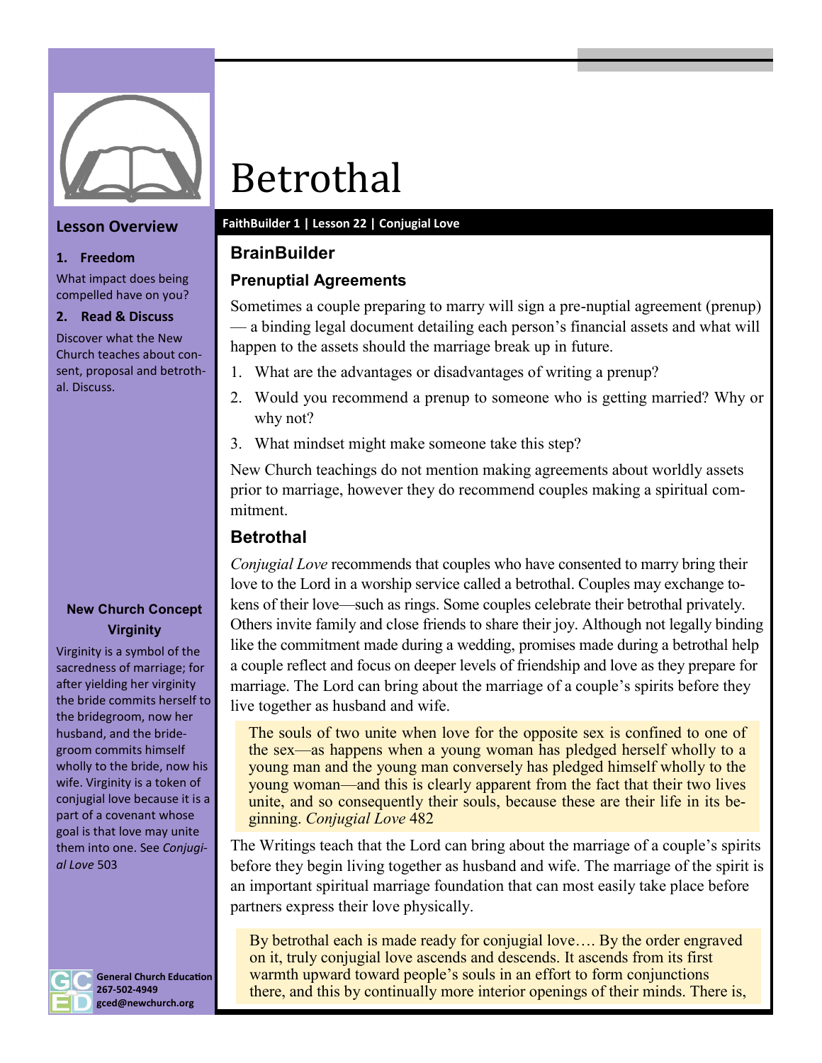#### Lesson Overview

**1. Freedom**

What impact does being compelled have on you?

**2. Read & Discuss**

Discover what the New Church teaches about consent, proposal and betrothal. Discuss.

**New Church Concept**

**Virginity**

Virginity is a symbol of the sacredness of marriage; for after yielding her virginity the bride commits herself to the bridegroom, now her husband, and the bridegroom commits himself wholly to the bride, now his wife. Virginity is a token of conjugial love because it is a part of a covenant whose goal is that love may unite them into one. See *Conjugial Love* 503

General Church Education
267-502-4949
gced@newchurch.org

# Betrothal

**FaithBuilder 1 | Lesson 22 | Conjugial Love**

## BrainBuilder

### Prenuptial Agreements

Sometimes a couple preparing to marry will sign a pre-nuptial agreement (prenup) — a binding legal document detailing each person's financial assets and what will happen to the assets should the marriage break up in future.

1. What are the advantages or disadvantages of writing a prenup?
2. Would you recommend a prenup to someone who is getting married? Why or why not?
3. What mindset might make someone take this step?

New Church teachings do not mention making agreements about worldly assets prior to marriage, however they do recommend couples making a spiritual commitment.

## Betrothal

*Conjugial Love* recommends that couples who have consented to marry bring their love to the Lord in a worship service called a betrothal. Couples may exchange tokens of their love—such as rings. Some couples celebrate their betrothal privately. Others invite family and close friends to share their joy. Although not legally binding like the commitment made during a wedding, promises made during a betrothal help a couple reflect and focus on deeper levels of friendship and love as they prepare for marriage. The Lord can bring about the marriage of a couple's spirits before they live together as husband and wife.

> The souls of two unite when love for the opposite sex is confined to one of the sex—as happens when a young woman has pledged herself wholly to a young man and the young man conversely has pledged himself wholly to the young woman—and this is clearly apparent from the fact that their two lives unite, and so consequently their souls, because these are their life in its beginning. *Conjugial Love* 482

The Writings teach that the Lord can bring about the marriage of a couple's spirits before they begin living together as husband and wife. The marriage of the spirit is an important spiritual marriage foundation that can most easily take place before partners express their love physically.

> By betrothal each is made ready for conjugial love…. By the order engraved on it, truly conjugial love ascends and descends. It ascends from its first warmth toward people's souls in an effort to form conjunctions there, and this by continually more interior openings of their minds. There is,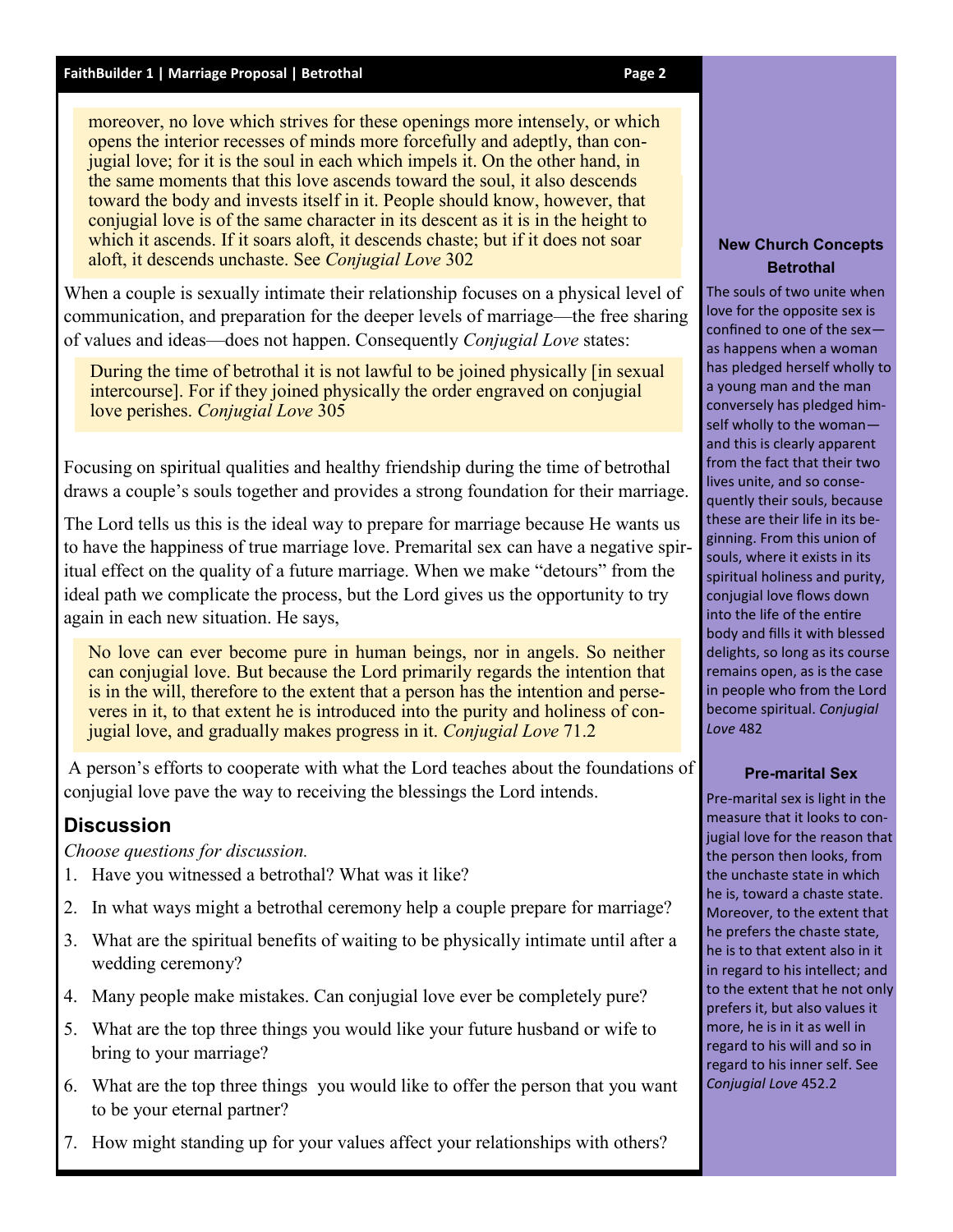> moreover, no love which strives for these openings more intensely, or which opens the interior recesses of minds more forcefully and adeptly, than conjugial love; for it is the soul in each which impels it. On the other hand, in the same moments that this love ascends toward the soul, it also descends toward the body and invests itself in it. People should know, however, that conjugial love is of the same character in its descent as it is in the height to which it ascends. If it soars aloft, it descends chaste; but if it does not soar aloft, it descends unchaste. See *Conjugial Love* 302

When a couple is sexually intimate their relationship focuses on a physical level of communication, and preparation for the deeper levels of marriage—the free sharing of values and ideas—does not happen. Consequently *Conjugial Love* states:

> During the time of betrothal it is not lawful to be joined physically [in sexual intercourse]. For if they joined physically the order engraved on conjugial love perishes. *Conjugial Love* 305

Focusing on spiritual qualities and healthy friendship during the time of betrothal draws a couple's souls together and provides a strong foundation for their marriage.

The Lord tells us this is the ideal way to prepare for marriage because He wants us to have the happiness of true marriage love. Premarital sex can have a negative spiritual effect on the quality of a future marriage. When we make "detours" from the ideal path we complicate the process, but the Lord gives us the opportunity to try again in each new situation. He says,

> No love can ever become pure in human beings, nor in angels. So neither can conjugial love. But because the Lord primarily regards the intention that is in the will, therefore to the extent that a person has the intention and perseveres in it, to that extent he is introduced into the purity and holiness of conjugial love, and gradually makes progress in it. *Conjugial Love* 71.2

A person's efforts to cooperate with what the Lord teaches about the foundations of conjugial love pave the way to receiving the blessings the Lord intends.

## Discussion

*Choose questions for discussion.*

1. Have you witnessed a betrothal? What was it like?
2. In what ways might a betrothal ceremony help a couple prepare for marriage?
3. What are the spiritual benefits of waiting to be physically intimate until after a wedding ceremony?
4. Many people make mistakes. Can conjugial love ever be completely pure?
5. What are the top three things you would like your future husband or wife to bring to your marriage?
6. What are the top three things you would like to offer the person that you want to be your eternal partner?
7. How might standing up for your values affect your relationships with others?

### New Church Concepts Betrothal

The souls of two unite when love for the opposite sex is confined to one of the sex—as happens when a woman has pledged herself wholly to a young man and the man conversely has pledged himself wholly to the woman—and this is clearly apparent from the fact that their two lives unite, and so consequently their souls, because these are their life in its beginning. From this union of souls, where it exists in its spiritual holiness and purity, conjugial love flows down into the life of the entire body and fills it with blessed delights, so long as its course remains open, as is the case in people who from the Lord become spiritual. *Conjugial Love* 482

### Pre-marital Sex

Pre-marital sex is light in the measure that it looks to conjugial love for the reason that the person then looks, from the unchaste state in which he is, toward a chaste state. Moreover, to the extent that he prefers the chaste state, he is to that extent also in it in regard to his intellect; and to the extent that he not only prefers it, but also values it more, he is in it as well in regard to his will and so in regard to his inner self. See *Conjugial Love* 452.2